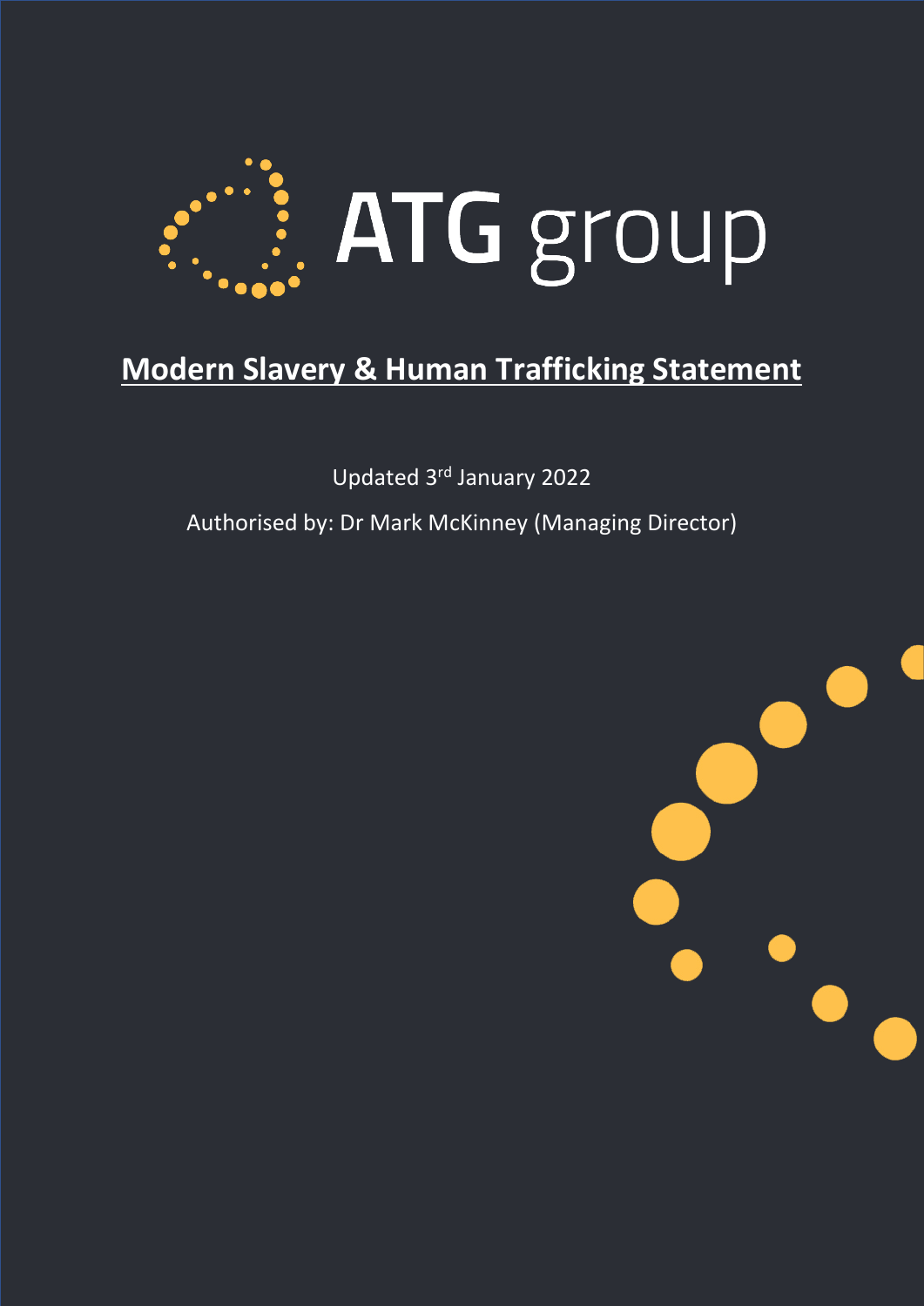ATG group

# Modern Slavery & Human Trafficking Statement

Updated 3rd January 2022

Authorised by: Dr Mark McKinney (Managing Director)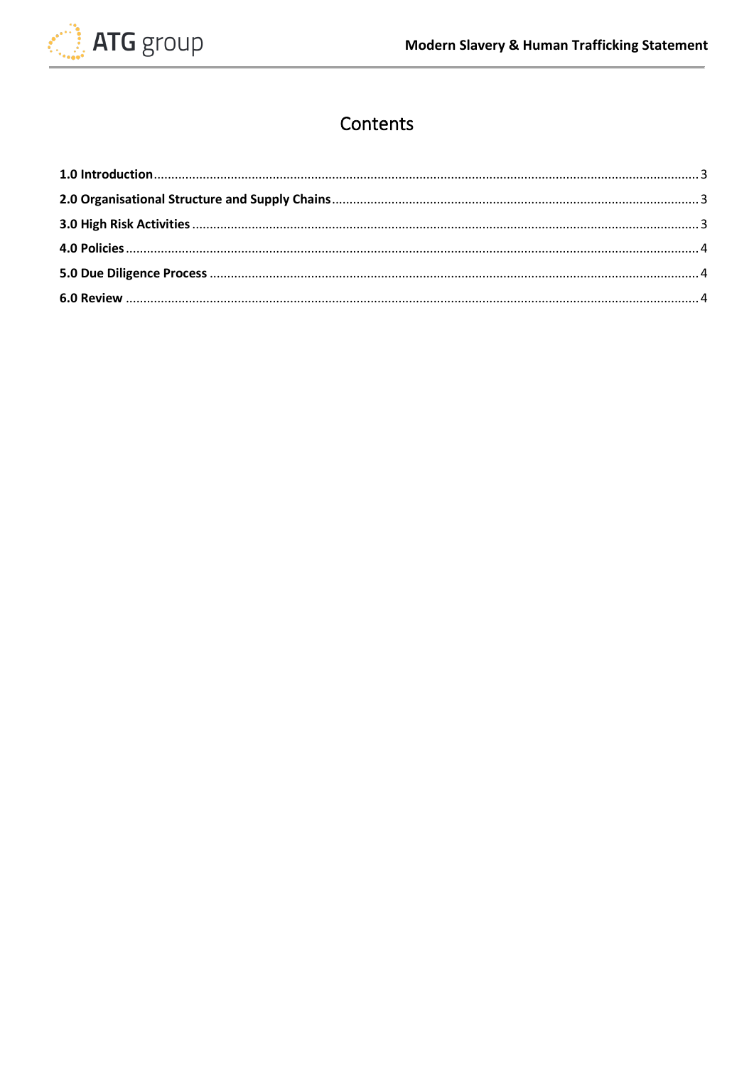# Contents

**1.0 Introduction** .......... 3

**2.0 Organisational Structure and Supply Chains** .......... 3

**3.0 High Risk Activities** .......... 3

**4.0 Policies** .......... 4

**5.0 Due Diligence Process** .......... 4

**6.0 Review** .......... 4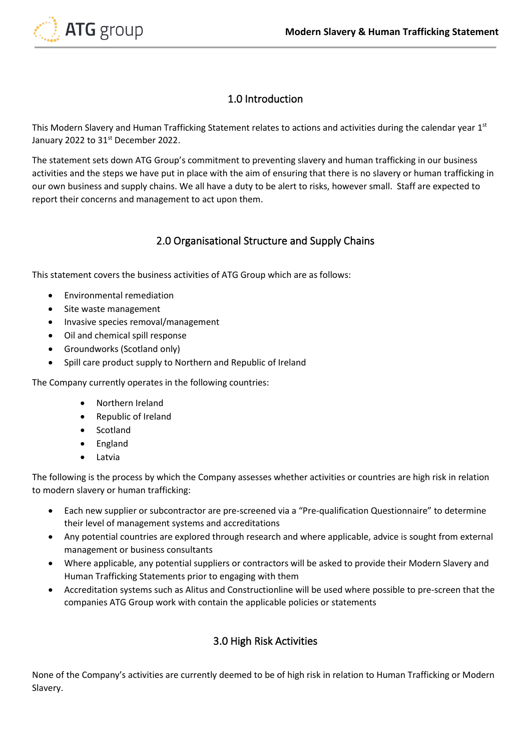## 1.0 Introduction

This Modern Slavery and Human Trafficking Statement relates to actions and activities during the calendar year 1st January 2022 to 31st December 2022.

The statement sets down ATG Group's commitment to preventing slavery and human trafficking in our business activities and the steps we have put in place with the aim of ensuring that there is no slavery or human trafficking in our own business and supply chains. We all have a duty to be alert to risks, however small. Staff are expected to report their concerns and management to act upon them.

## 2.0 Organisational Structure and Supply Chains

This statement covers the business activities of ATG Group which are as follows:

- Environmental remediation
- Site waste management
- Invasive species removal/management
- Oil and chemical spill response
- Groundworks (Scotland only)
- Spill care product supply to Northern and Republic of Ireland

The Company currently operates in the following countries:

- Northern Ireland
- Republic of Ireland
- Scotland
- England
- Latvia

The following is the process by which the Company assesses whether activities or countries are high risk in relation to modern slavery or human trafficking:

- Each new supplier or subcontractor are pre-screened via a "Pre-qualification Questionnaire" to determine their level of management systems and accreditations
- Any potential countries are explored through research and where applicable, advice is sought from external management or business consultants
- Where applicable, any potential suppliers or contractors will be asked to provide their Modern Slavery and Human Trafficking Statements prior to engaging with them
- Accreditation systems such as Alitus and Constructionline will be used where possible to pre-screen that the companies ATG Group work with contain the applicable policies or statements

## 3.0 High Risk Activities

None of the Company's activities are currently deemed to be of high risk in relation to Human Trafficking or Modern Slavery.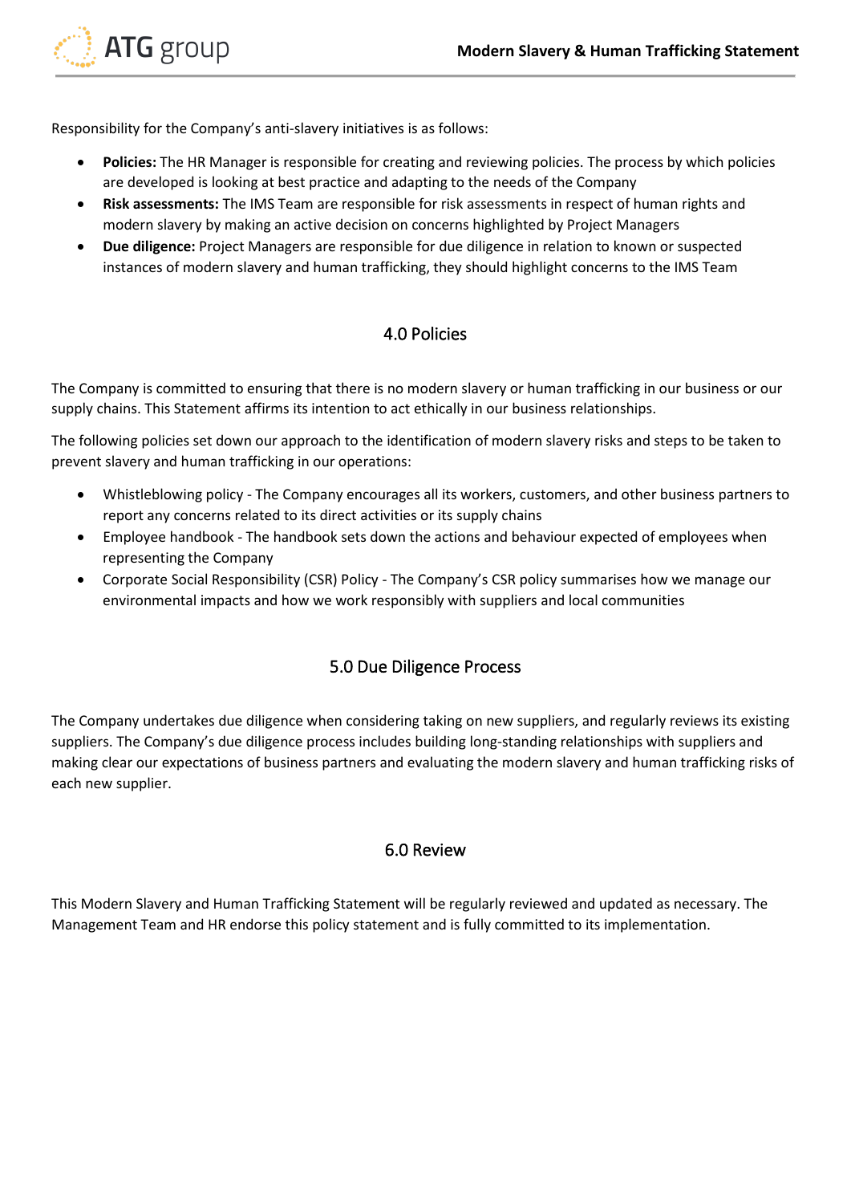Responsibility for the Company's anti-slavery initiatives is as follows:

- **Policies:** The HR Manager is responsible for creating and reviewing policies. The process by which policies are developed is looking at best practice and adapting to the needs of the Company
- **Risk assessments:** The IMS Team are responsible for risk assessments in respect of human rights and modern slavery by making an active decision on concerns highlighted by Project Managers
- **Due diligence:** Project Managers are responsible for due diligence in relation to known or suspected instances of modern slavery and human trafficking, they should highlight concerns to the IMS Team

## 4.0 Policies

The Company is committed to ensuring that there is no modern slavery or human trafficking in our business or our supply chains. This Statement affirms its intention to act ethically in our business relationships.

The following policies set down our approach to the identification of modern slavery risks and steps to be taken to prevent slavery and human trafficking in our operations:

- Whistleblowing policy - The Company encourages all its workers, customers, and other business partners to report any concerns related to its direct activities or its supply chains
- Employee handbook - The handbook sets down the actions and behaviour expected of employees when representing the Company
- Corporate Social Responsibility (CSR) Policy - The Company's CSR policy summarises how we manage our environmental impacts and how we work responsibly with suppliers and local communities

## 5.0 Due Diligence Process

The Company undertakes due diligence when considering taking on new suppliers, and regularly reviews its existing suppliers. The Company's due diligence process includes building long-standing relationships with suppliers and making clear our expectations of business partners and evaluating the modern slavery and human trafficking risks of each new supplier.

## 6.0 Review

This Modern Slavery and Human Trafficking Statement will be regularly reviewed and updated as necessary. The Management Team and HR endorse this policy statement and is fully committed to its implementation.